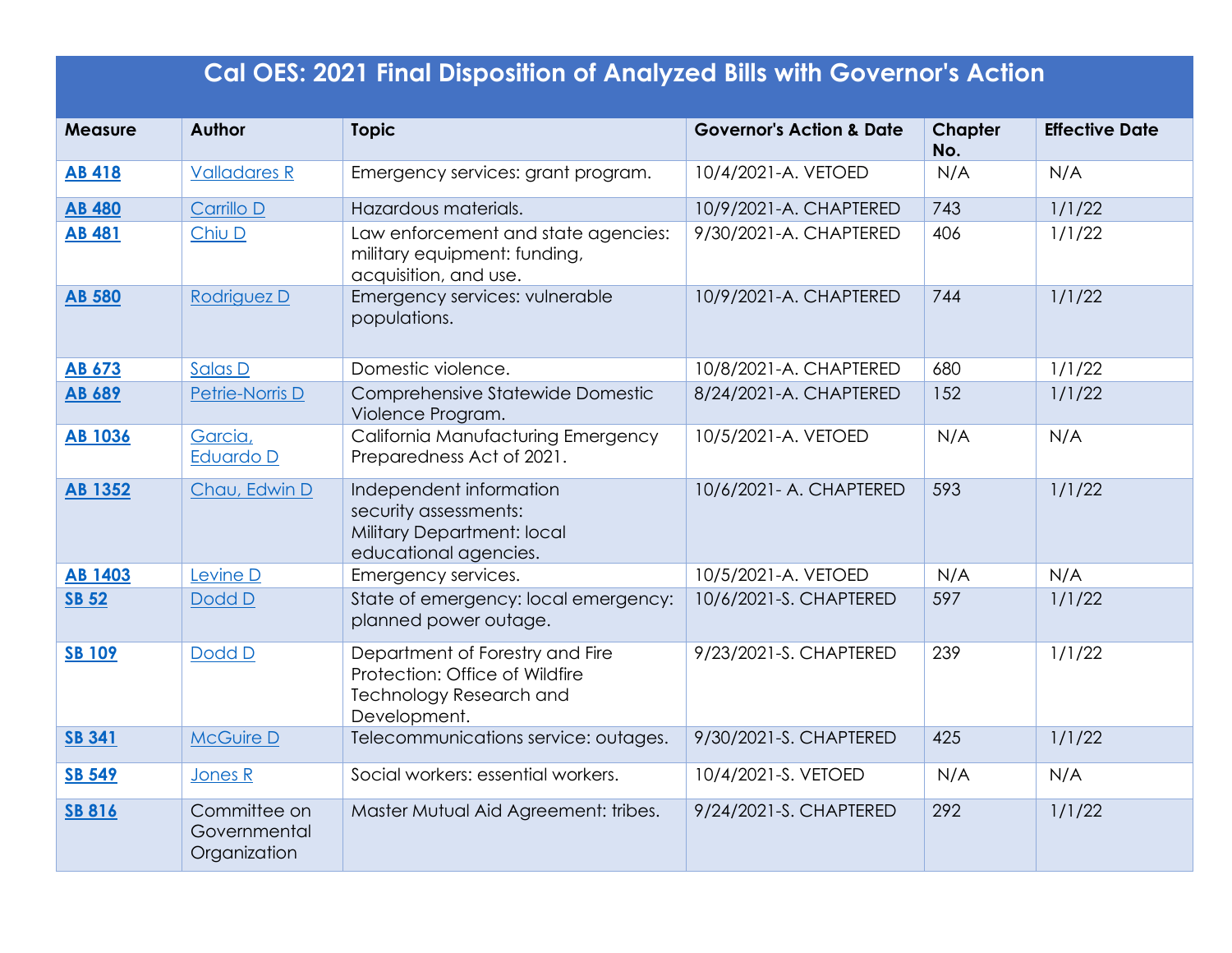# Cal OES: 2021 Final Disposition of Analyzed Bills with Governor's Action

| Measure | Author | Topic | Governor's Action & Date | Chapter No. | Effective Date |
|---|---|---|---|---|---|
| **AB 418** | Valladares R | Emergency services: grant program. | 10/4/2021-A. VETOED | N/A | N/A |
| **AB 480** | Carrillo D | Hazardous materials. | 10/9/2021-A. CHAPTERED | 743 | 1/1/22 |
| **AB 481** | Chiu D | Law enforcement and state agencies: military equipment: funding, acquisition, and use. | 9/30/2021-A. CHAPTERED | 406 | 1/1/22 |
| **AB 580** | Rodriguez D | Emergency services: vulnerable populations. | 10/9/2021-A. CHAPTERED | 744 | 1/1/22 |
| **AB 673** | Salas D | Domestic violence. | 10/8/2021-A. CHAPTERED | 680 | 1/1/22 |
| **AB 689** | Petrie-Norris D | Comprehensive Statewide Domestic Violence Program. | 8/24/2021-A. CHAPTERED | 152 | 1/1/22 |
| **AB 1036** | Garcia, Eduardo D | California Manufacturing Emergency Preparedness Act of 2021. | 10/5/2021-A. VETOED | N/A | N/A |
| **AB 1352** | Chau, Edwin D | Independent information security assessments: Military Department: local educational agencies. | 10/6/2021- A. CHAPTERED | 593 | 1/1/22 |
| **AB 1403** | Levine D | Emergency services. | 10/5/2021-A. VETOED | N/A | N/A |
| **SB 52** | Dodd D | State of emergency: local emergency: planned power outage. | 10/6/2021-S. CHAPTERED | 597 | 1/1/22 |
| **SB 109** | Dodd D | Department of Forestry and Fire Protection: Office of Wildfire Technology Research and Development. | 9/23/2021-S. CHAPTERED | 239 | 1/1/22 |
| **SB 341** | McGuire D | Telecommunications service: outages. | 9/30/2021-S. CHAPTERED | 425 | 1/1/22 |
| **SB 549** | Jones R | Social workers: essential workers. | 10/4/2021-S. VETOED | N/A | N/A |
| **SB 816** | Committee on Governmental Organization | Master Mutual Aid Agreement: tribes. | 9/24/2021-S. CHAPTERED | 292 | 1/1/22 |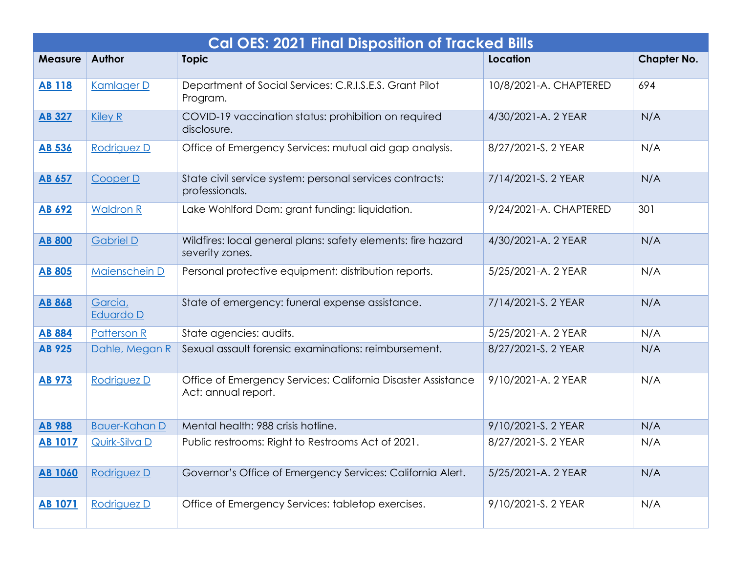| Cal OES: 2021 Final Disposition of Tracked Bills | | | | |
|---|---|---|---|---|
| **Measure** | **Author** | **Topic** | **Location** | **Chapter No.** |
| **AB 118** | Kamlager D | Department of Social Services: C.R.I.S.E.S. Grant Pilot Program. | 10/8/2021-A. CHAPTERED | 694 |
| **AB 327** | Kiley R | COVID-19 vaccination status: prohibition on required disclosure. | 4/30/2021-A. 2 YEAR | N/A |
| **AB 536** | Rodriguez D | Office of Emergency Services: mutual aid gap analysis. | 8/27/2021-S. 2 YEAR | N/A |
| **AB 657** | Cooper D | State civil service system: personal services contracts: professionals. | 7/14/2021-S. 2 YEAR | N/A |
| **AB 692** | Waldron R | Lake Wohlford Dam: grant funding: liquidation. | 9/24/2021-A. CHAPTERED | 301 |
| **AB 800** | Gabriel D | Wildfires: local general plans: safety elements: fire hazard severity zones. | 4/30/2021-A. 2 YEAR | N/A |
| **AB 805** | Maienschein D | Personal protective equipment: distribution reports. | 5/25/2021-A. 2 YEAR | N/A |
| **AB 868** | Garcia, Eduardo D | State of emergency: funeral expense assistance. | 7/14/2021-S. 2 YEAR | N/A |
| **AB 884** | Patterson R | State agencies: audits. | 5/25/2021-A. 2 YEAR | N/A |
| **AB 925** | Dahle, Megan R | Sexual assault forensic examinations: reimbursement. | 8/27/2021-S. 2 YEAR | N/A |
| **AB 973** | Rodriguez D | Office of Emergency Services: California Disaster Assistance Act: annual report. | 9/10/2021-A. 2 YEAR | N/A |
| **AB 988** | Bauer-Kahan D | Mental health: 988 crisis hotline. | 9/10/2021-S. 2 YEAR | N/A |
| **AB 1017** | Quirk-Silva D | Public restrooms: Right to Restrooms Act of 2021. | 8/27/2021-S. 2 YEAR | N/A |
| **AB 1060** | Rodriguez D | Governor's Office of Emergency Services: California Alert. | 5/25/2021-A. 2 YEAR | N/A |
| **AB 1071** | Rodriguez D | Office of Emergency Services: tabletop exercises. | 9/10/2021-S. 2 YEAR | N/A |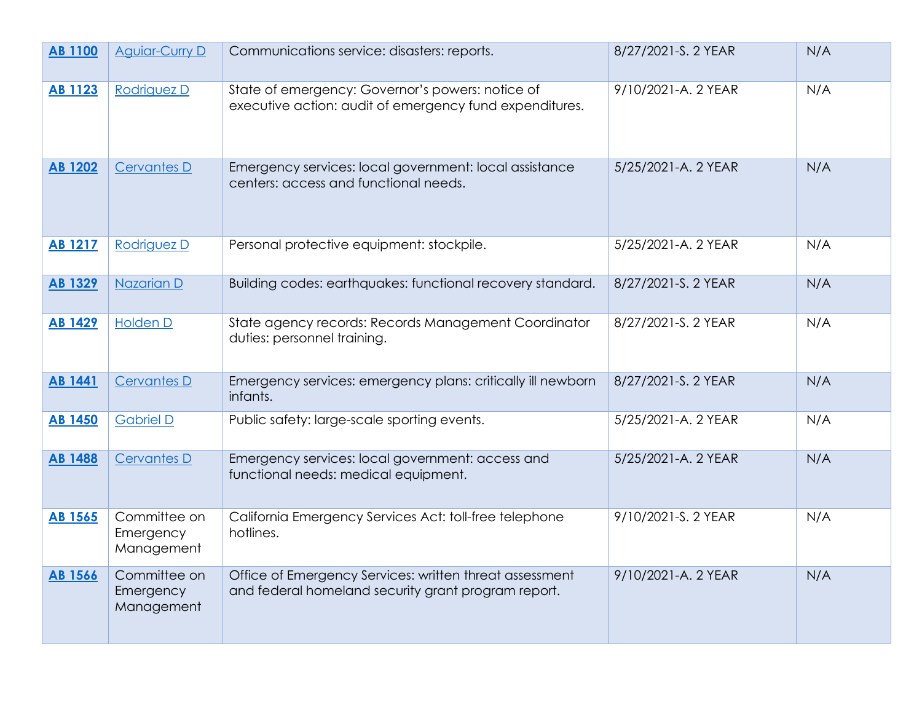| | | | | |
|---|---|---|---|---|
| **AB 1100** | Aguiar-Curry D | Communications service: disasters: reports. | 8/27/2021-S. 2 YEAR | N/A |
| **AB 1123** | Rodriguez D | State of emergency: Governor's powers: notice of executive action: audit of emergency fund expenditures. | 9/10/2021-A. 2 YEAR | N/A |
| **AB 1202** | Cervantes D | Emergency services: local government: local assistance centers: access and functional needs. | 5/25/2021-A. 2 YEAR | N/A |
| **AB 1217** | Rodriguez D | Personal protective equipment: stockpile. | 5/25/2021-A. 2 YEAR | N/A |
| **AB 1329** | Nazarian D | Building codes: earthquakes: functional recovery standard. | 8/27/2021-S. 2 YEAR | N/A |
| **AB 1429** | Holden D | State agency records: Records Management Coordinator duties: personnel training. | 8/27/2021-S. 2 YEAR | N/A |
| **AB 1441** | Cervantes D | Emergency services: emergency plans: critically ill newborn infants. | 8/27/2021-S. 2 YEAR | N/A |
| **AB 1450** | Gabriel D | Public safety: large-scale sporting events. | 5/25/2021-A. 2 YEAR | N/A |
| **AB 1488** | Cervantes D | Emergency services: local government: access and functional needs: medical equipment. | 5/25/2021-A. 2 YEAR | N/A |
| **AB 1565** | Committee on Emergency Management | California Emergency Services Act: toll-free telephone hotlines. | 9/10/2021-S. 2 YEAR | N/A |
| **AB 1566** | Committee on Emergency Management | Office of Emergency Services: written threat assessment and federal homeland security grant program report. | 9/10/2021-A. 2 YEAR | N/A |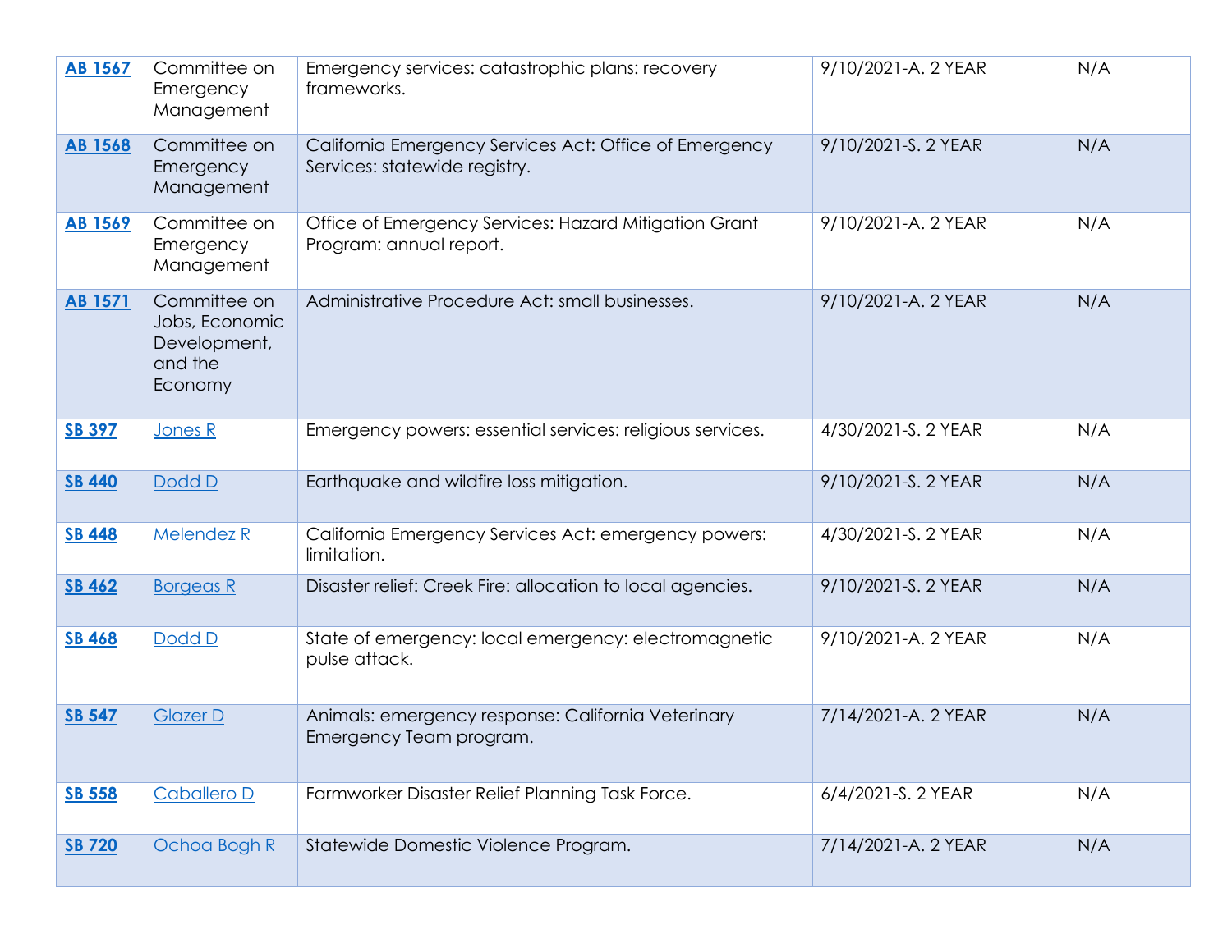| AB 1567 | Committee on Emergency Management | Emergency services: catastrophic plans: recovery frameworks. | 9/10/2021-A. 2 YEAR | N/A |
|---|---|---|---|---|
| AB 1568 | Committee on Emergency Management | California Emergency Services Act: Office of Emergency Services: statewide registry. | 9/10/2021-S. 2 YEAR | N/A |
| AB 1569 | Committee on Emergency Management | Office of Emergency Services: Hazard Mitigation Grant Program: annual report. | 9/10/2021-A. 2 YEAR | N/A |
| AB 1571 | Committee on Jobs, Economic Development, and the Economy | Administrative Procedure Act: small businesses. | 9/10/2021-A. 2 YEAR | N/A |
| SB 397 | Jones R | Emergency powers: essential services: religious services. | 4/30/2021-S. 2 YEAR | N/A |
| SB 440 | Dodd D | Earthquake and wildfire loss mitigation. | 9/10/2021-S. 2 YEAR | N/A |
| SB 448 | Melendez R | California Emergency Services Act: emergency powers: limitation. | 4/30/2021-S. 2 YEAR | N/A |
| SB 462 | Borgeas R | Disaster relief: Creek Fire: allocation to local agencies. | 9/10/2021-S. 2 YEAR | N/A |
| SB 468 | Dodd D | State of emergency: local emergency: electromagnetic pulse attack. | 9/10/2021-A. 2 YEAR | N/A |
| SB 547 | Glazer D | Animals: emergency response: California Veterinary Emergency Team program. | 7/14/2021-A. 2 YEAR | N/A |
| SB 558 | Caballero D | Farmworker Disaster Relief Planning Task Force. | 6/4/2021-S. 2 YEAR | N/A |
| SB 720 | Ochoa Bogh R | Statewide Domestic Violence Program. | 7/14/2021-A. 2 YEAR | N/A |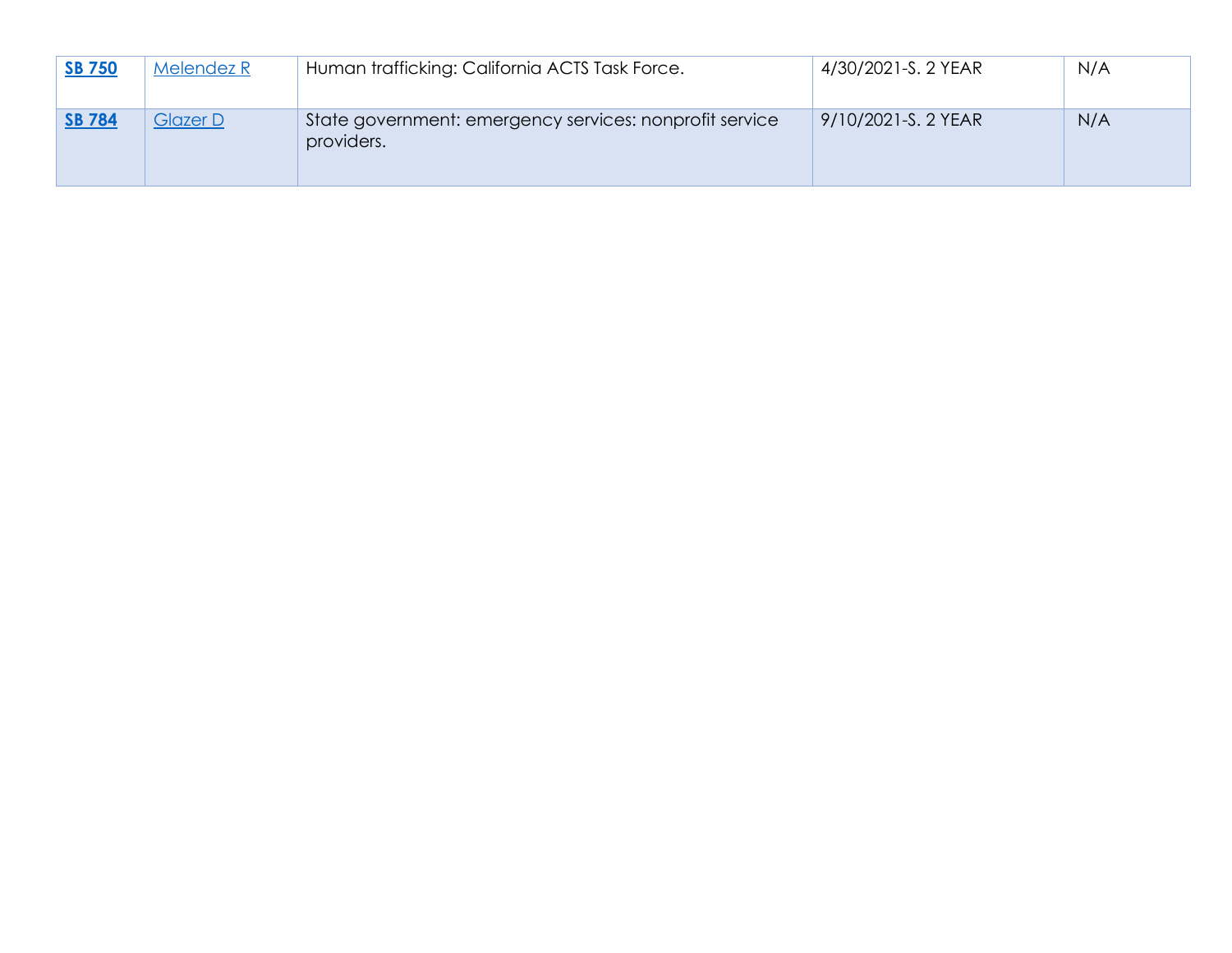| | | | | |
|---|---|---|---|---|
| **SB 750** | Melendez R | Human trafficking: California ACTS Task Force. | 4/30/2021-S. 2 YEAR | N/A |
| **SB 784** | Glazer D | State government: emergency services: nonprofit service providers. | 9/10/2021-S. 2 YEAR | N/A |